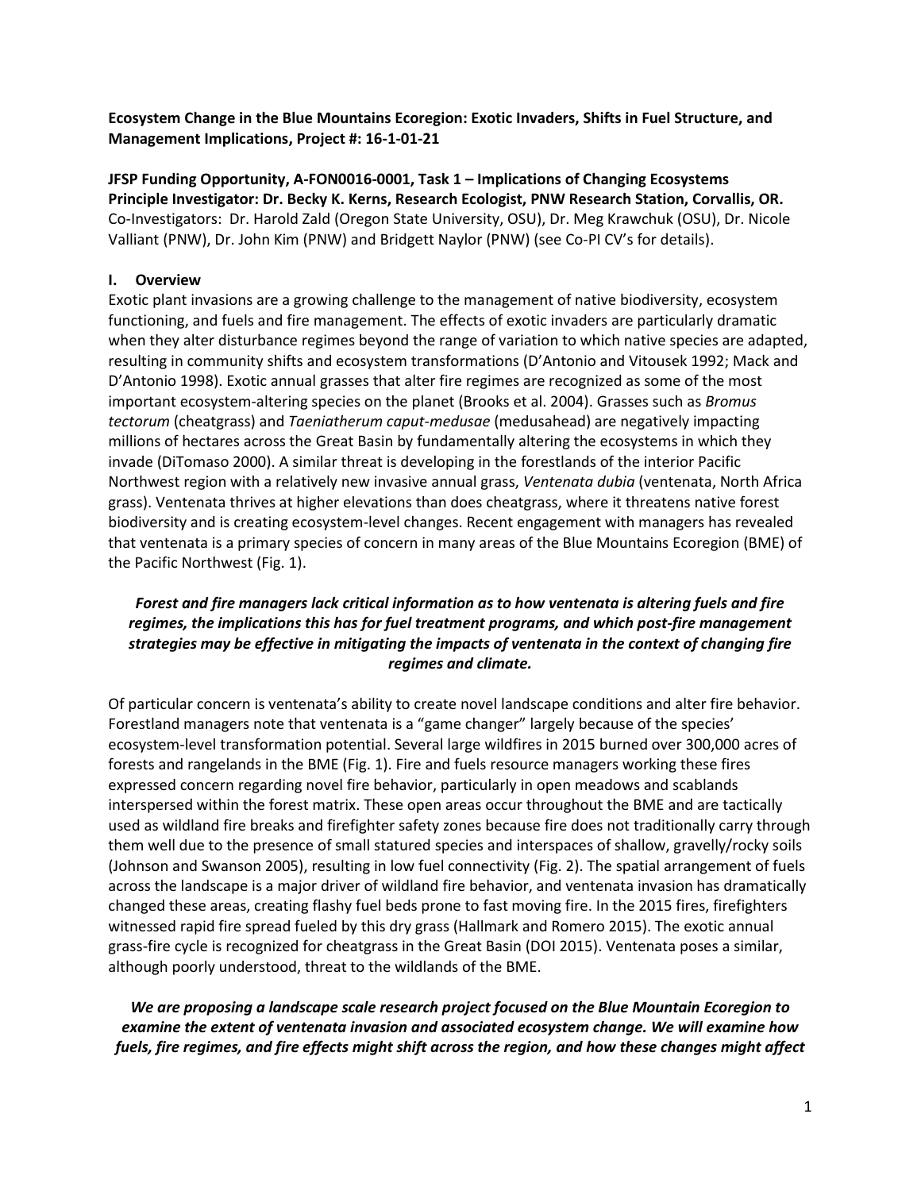**Ecosystem Change in the Blue Mountains Ecoregion: Exotic Invaders, Shifts in Fuel Structure, and Management Implications, Project #: 16-1-01-21**

**JFSP Funding Opportunity, A-FON0016-0001, Task 1 – Implications of Changing Ecosystems**
**Principle Investigator: Dr. Becky K. Kerns, Research Ecologist, PNW Research Station, Corvallis, OR.**
Co-Investigators: Dr. Harold Zald (Oregon State University, OSU), Dr. Meg Krawchuk (OSU), Dr. Nicole Valliant (PNW), Dr. John Kim (PNW) and Bridgett Naylor (PNW) (see Co-PI CV's for details).

## I. Overview

Exotic plant invasions are a growing challenge to the management of native biodiversity, ecosystem functioning, and fuels and fire management. The effects of exotic invaders are particularly dramatic when they alter disturbance regimes beyond the range of variation to which native species are adapted, resulting in community shifts and ecosystem transformations (D'Antonio and Vitousek 1992; Mack and D'Antonio 1998). Exotic annual grasses that alter fire regimes are recognized as some of the most important ecosystem-altering species on the planet (Brooks et al. 2004). Grasses such as *Bromus tectorum* (cheatgrass) and *Taeniatherum caput-medusae* (medusahead) are negatively impacting millions of hectares across the Great Basin by fundamentally altering the ecosystems in which they invade (DiTomaso 2000). A similar threat is developing in the forestlands of the interior Pacific Northwest region with a relatively new invasive annual grass, *Ventenata dubia* (ventenata, North Africa grass). Ventenata thrives at higher elevations than does cheatgrass, where it threatens native forest biodiversity and is creating ecosystem-level changes. Recent engagement with managers has revealed that ventenata is a primary species of concern in many areas of the Blue Mountains Ecoregion (BME) of the Pacific Northwest (Fig. 1).

***Forest and fire managers lack critical information as to how ventenata is altering fuels and fire regimes, the implications this has for fuel treatment programs, and which post-fire management strategies may be effective in mitigating the impacts of ventenata in the context of changing fire regimes and climate.***

Of particular concern is ventenata's ability to create novel landscape conditions and alter fire behavior. Forestland managers note that ventenata is a "game changer" largely because of the species' ecosystem-level transformation potential. Several large wildfires in 2015 burned over 300,000 acres of forests and rangelands in the BME (Fig. 1). Fire and fuels resource managers working these fires expressed concern regarding novel fire behavior, particularly in open meadows and scablands interspersed within the forest matrix. These open areas occur throughout the BME and are tactically used as wildland fire breaks and firefighter safety zones because fire does not traditionally carry through them well due to the presence of small statured species and interspaces of shallow, gravelly/rocky soils (Johnson and Swanson 2005), resulting in low fuel connectivity (Fig. 2). The spatial arrangement of fuels across the landscape is a major driver of wildland fire behavior, and ventenata invasion has dramatically changed these areas, creating flashy fuel beds prone to fast moving fire. In the 2015 fires, firefighters witnessed rapid fire spread fueled by this dry grass (Hallmark and Romero 2015). The exotic annual grass-fire cycle is recognized for cheatgrass in the Great Basin (DOI 2015). Ventenata poses a similar, although poorly understood, threat to the wildlands of the BME.

***We are proposing a landscape scale research project focused on the Blue Mountain Ecoregion to examine the extent of ventenata invasion and associated ecosystem change. We will examine how fuels, fire regimes, and fire effects might shift across the region, and how these changes might affect***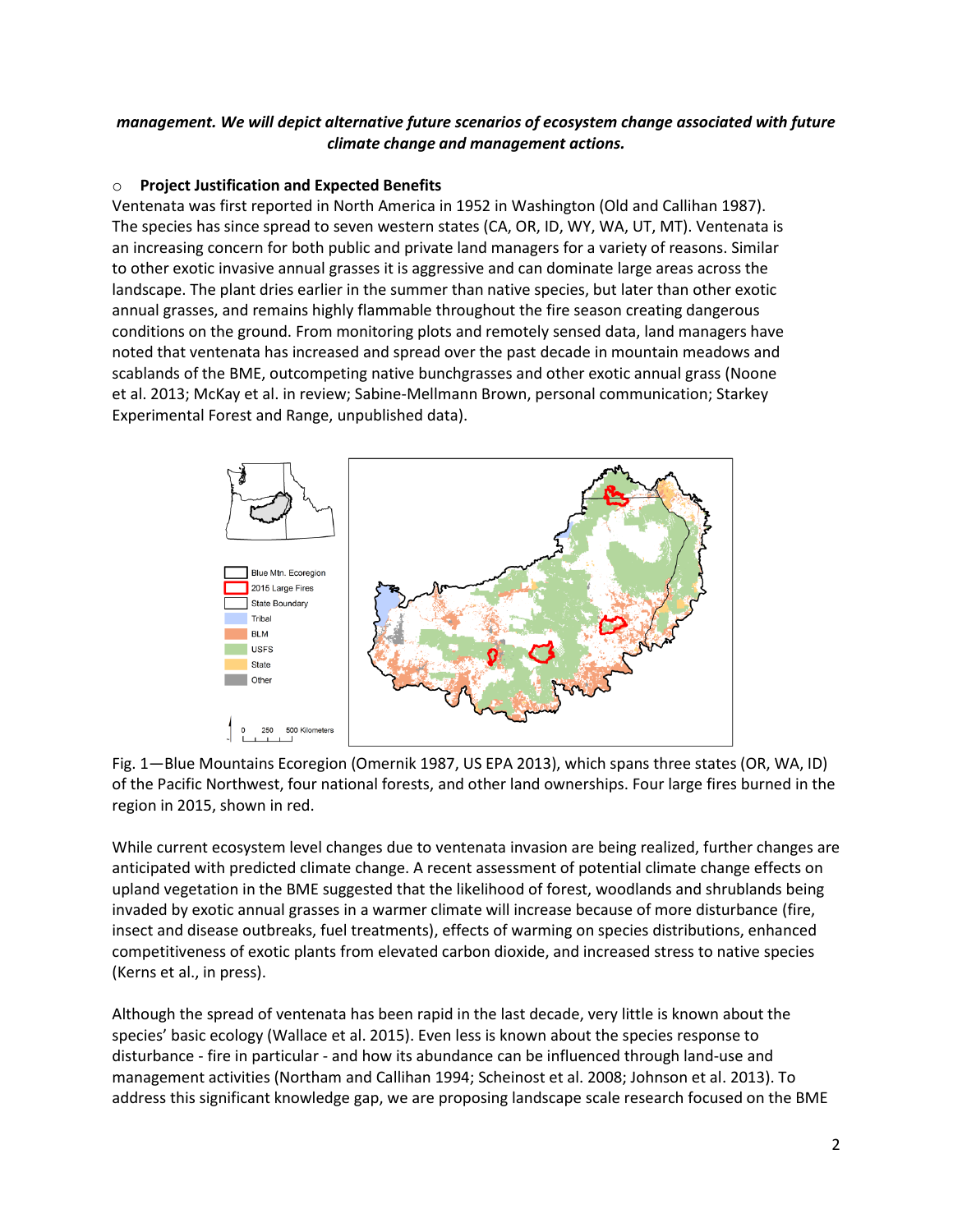***management. We will depict alternative future scenarios of ecosystem change associated with future climate change and management actions.***

- **Project Justification and Expected Benefits**

Ventenata was first reported in North America in 1952 in Washington (Old and Callihan 1987). The species has since spread to seven western states (CA, OR, ID, WY, WA, UT, MT). Ventenata is an increasing concern for both public and private land managers for a variety of reasons. Similar to other exotic invasive annual grasses it is aggressive and can dominate large areas across the landscape. The plant dries earlier in the summer than native species, but later than other exotic annual grasses, and remains highly flammable throughout the fire season creating dangerous conditions on the ground. From monitoring plots and remotely sensed data, land managers have noted that ventenata has increased and spread over the past decade in mountain meadows and scablands of the BME, outcompeting native bunchgrasses and other exotic annual grass (Noone et al. 2013; McKay et al. in review; Sabine-Mellmann Brown, personal communication; Starkey Experimental Forest and Range, unpublished data).

Fig. 1—Blue Mountains Ecoregion (Omernik 1987, US EPA 2013), which spans three states (OR, WA, ID) of the Pacific Northwest, four national forests, and other land ownerships. Four large fires burned in the region in 2015, shown in red.

While current ecosystem level changes due to ventenata invasion are being realized, further changes are anticipated with predicted climate change. A recent assessment of potential climate change effects on upland vegetation in the BME suggested that the likelihood of forest, woodlands and shrublands being invaded by exotic annual grasses in a warmer climate will increase because of more disturbance (fire, insect and disease outbreaks, fuel treatments), effects of warming on species distributions, enhanced competitiveness of exotic plants from elevated carbon dioxide, and increased stress to native species (Kerns et al., in press).

Although the spread of ventenata has been rapid in the last decade, very little is known about the species' basic ecology (Wallace et al. 2015). Even less is known about the species response to disturbance - fire in particular - and how its abundance can be influenced through land-use and management activities (Northam and Callihan 1994; Scheinost et al. 2008; Johnson et al. 2013). To address this significant knowledge gap, we are proposing landscape scale research focused on the BME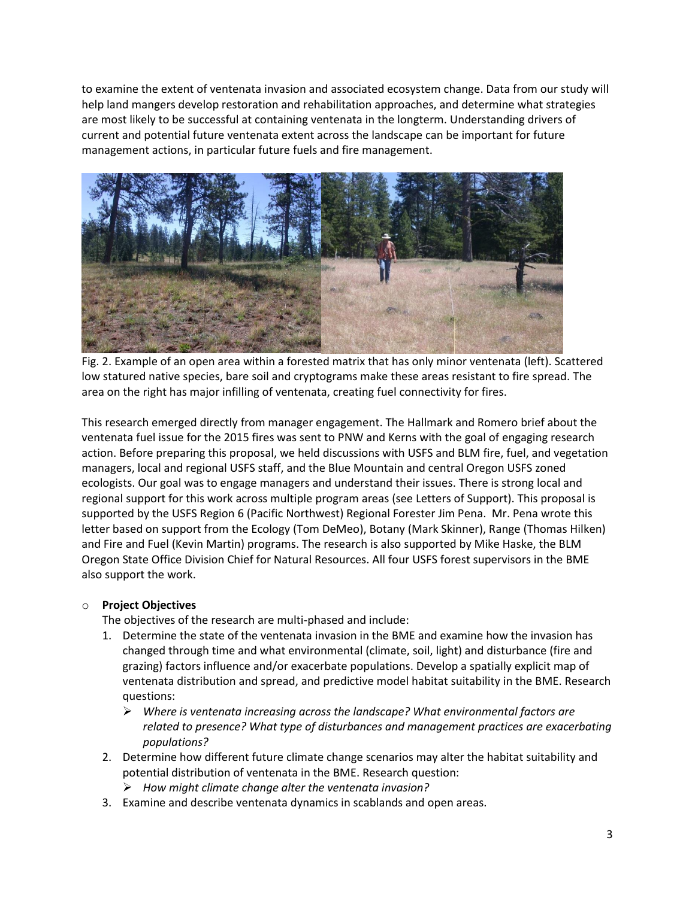to examine the extent of ventenata invasion and associated ecosystem change. Data from our study will help land mangers develop restoration and rehabilitation approaches, and determine what strategies are most likely to be successful at containing ventenata in the longterm. Understanding drivers of current and potential future ventenata extent across the landscape can be important for future management actions, in particular future fuels and fire management.

Fig. 2. Example of an open area within a forested matrix that has only minor ventenata (left). Scattered low statured native species, bare soil and cryptograms make these areas resistant to fire spread. The area on the right has major infilling of ventenata, creating fuel connectivity for fires.

This research emerged directly from manager engagement. The Hallmark and Romero brief about the ventenata fuel issue for the 2015 fires was sent to PNW and Kerns with the goal of engaging research action. Before preparing this proposal, we held discussions with USFS and BLM fire, fuel, and vegetation managers, local and regional USFS staff, and the Blue Mountain and central Oregon USFS zoned ecologists. Our goal was to engage managers and understand their issues. There is strong local and regional support for this work across multiple program areas (see Letters of Support). This proposal is supported by the USFS Region 6 (Pacific Northwest) Regional Forester Jim Pena. Mr. Pena wrote this letter based on support from the Ecology (Tom DeMeo), Botany (Mark Skinner), Range (Thomas Hilken) and Fire and Fuel (Kevin Martin) programs. The research is also supported by Mike Haske, the BLM Oregon State Office Division Chief for Natural Resources. All four USFS forest supervisors in the BME also support the work.

- **Project Objectives**

  The objectives of the research are multi-phased and include:

  1. Determine the state of the ventenata invasion in the BME and examine how the invasion has changed through time and what environmental (climate, soil, light) and disturbance (fire and grazing) factors influence and/or exacerbate populations. Develop a spatially explicit map of ventenata distribution and spread, and predictive model habitat suitability in the BME. Research questions:
     - *Where is ventenata increasing across the landscape? What environmental factors are related to presence? What type of disturbances and management practices are exacerbating populations?*
  2. Determine how different future climate change scenarios may alter the habitat suitability and potential distribution of ventenata in the BME. Research question:
     - *How might climate change alter the ventenata invasion?*
  3. Examine and describe ventenata dynamics in scablands and open areas.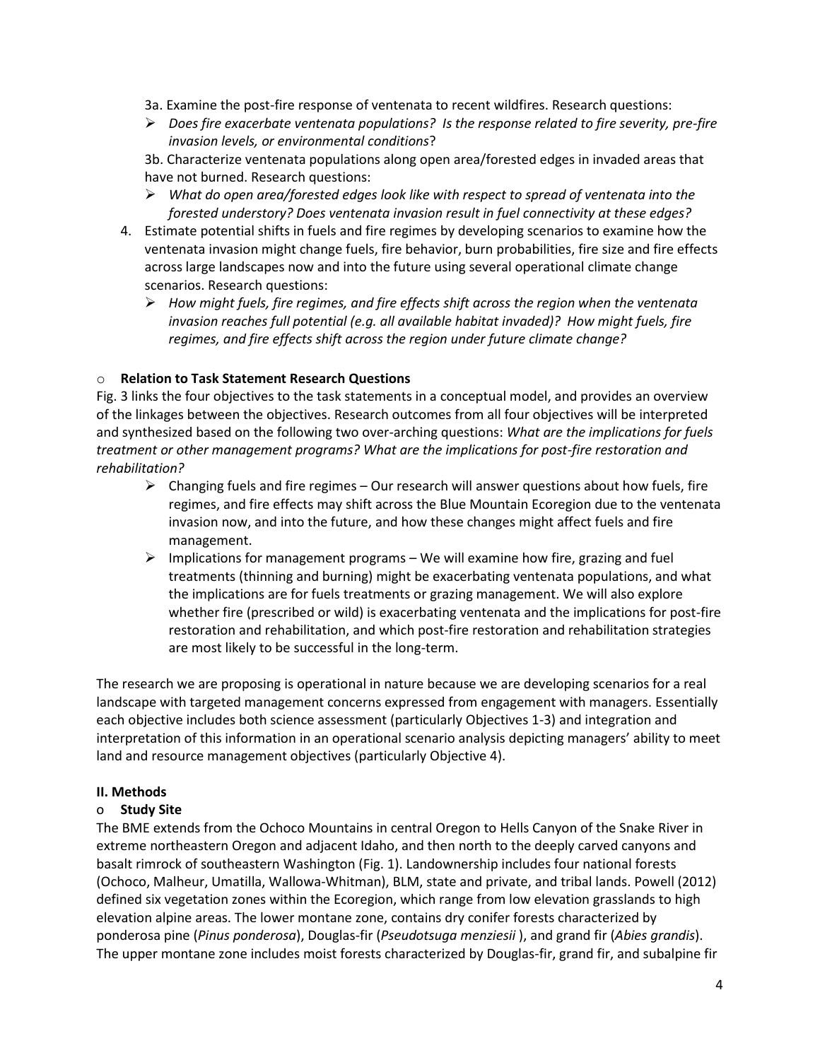3a. Examine the post-fire response of ventenata to recent wildfires. Research questions:

- *Does fire exacerbate ventenata populations? Is the response related to fire severity, pre-fire invasion levels, or environmental conditions*?

3b. Characterize ventenata populations along open area/forested edges in invaded areas that have not burned. Research questions:

- *What do open area/forested edges look like with respect to spread of ventenata into the forested understory? Does ventenata invasion result in fuel connectivity at these edges?*

4. Estimate potential shifts in fuels and fire regimes by developing scenarios to examine how the ventenata invasion might change fuels, fire behavior, burn probabilities, fire size and fire effects across large landscapes now and into the future using several operational climate change scenarios. Research questions:
   - *How might fuels, fire regimes, and fire effects shift across the region when the ventenata invasion reaches full potential (e.g. all available habitat invaded)? How might fuels, fire regimes, and fire effects shift across the region under future climate change?*

### Relation to Task Statement Research Questions

Fig. 3 links the four objectives to the task statements in a conceptual model, and provides an overview of the linkages between the objectives. Research outcomes from all four objectives will be interpreted and synthesized based on the following two over-arching questions: *What are the implications for fuels treatment or other management programs? What are the implications for post-fire restoration and rehabilitation?*

- Changing fuels and fire regimes – Our research will answer questions about how fuels, fire regimes, and fire effects may shift across the Blue Mountain Ecoregion due to the ventenata invasion now, and into the future, and how these changes might affect fuels and fire management.
- Implications for management programs – We will examine how fire, grazing and fuel treatments (thinning and burning) might be exacerbating ventenata populations, and what the implications are for fuels treatments or grazing management. We will also explore whether fire (prescribed or wild) is exacerbating ventenata and the implications for post-fire restoration and rehabilitation, and which post-fire restoration and rehabilitation strategies are most likely to be successful in the long-term.

The research we are proposing is operational in nature because we are developing scenarios for a real landscape with targeted management concerns expressed from engagement with managers. Essentially each objective includes both science assessment (particularly Objectives 1-3) and integration and interpretation of this information in an operational scenario analysis depicting managers' ability to meet land and resource management objectives (particularly Objective 4).

## II. Methods

### Study Site

The BME extends from the Ochoco Mountains in central Oregon to Hells Canyon of the Snake River in extreme northeastern Oregon and adjacent Idaho, and then north to the deeply carved canyons and basalt rimrock of southeastern Washington (Fig. 1). Landownership includes four national forests (Ochoco, Malheur, Umatilla, Wallowa-Whitman), BLM, state and private, and tribal lands. Powell (2012) defined six vegetation zones within the Ecoregion, which range from low elevation grasslands to high elevation alpine areas. The lower montane zone, contains dry conifer forests characterized by ponderosa pine (*Pinus ponderosa*), Douglas-fir (*Pseudotsuga menziesii* ), and grand fir (*Abies grandis*). The upper montane zone includes moist forests characterized by Douglas-fir, grand fir, and subalpine fir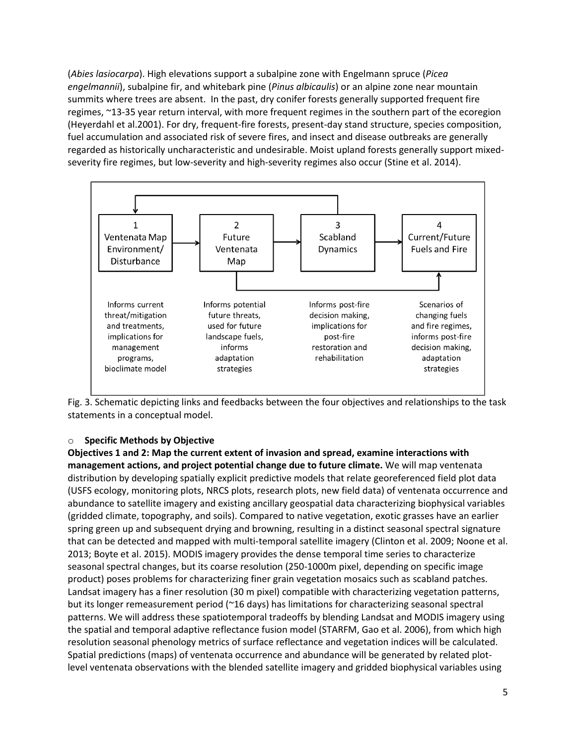(*Abies lasiocarpa*). High elevations support a subalpine zone with Engelmann spruce (*Picea engelmannii*), subalpine fir, and whitebark pine (*Pinus albicaulis*) or an alpine zone near mountain summits where trees are absent. In the past, dry conifer forests generally supported frequent fire regimes, ~13-35 year return interval, with more frequent regimes in the southern part of the ecoregion (Heyerdahl et al.2001). For dry, frequent-fire forests, present-day stand structure, species composition, fuel accumulation and associated risk of severe fires, and insect and disease outbreaks are generally regarded as historically uncharacteristic and undesirable. Moist upland forests generally support mixed-severity fire regimes, but low-severity and high-severity regimes also occur (Stine et al. 2014).

| 1 Ventenata Map Environment/ Disturbance | 2 Future Ventenata Map | 3 Scabland Dynamics | 4 Current/Future Fuels and Fire |
|---|---|---|---|
| Informs current threat/mitigation and treatments, implications for management programs, bioclimate model | Informs potential future threats, used for future landscape fuels, informs adaptation strategies | Informs post-fire decision making, implications for post-fire restoration and rehabilitation | Scenarios of changing fuels and fire regimes, informs post-fire decision making, adaptation strategies |

Fig. 3. Schematic depicting links and feedbacks between the four objectives and relationships to the task statements in a conceptual model.

- **Specific Methods by Objective**

**Objectives 1 and 2: Map the current extent of invasion and spread, examine interactions with management actions, and project potential change due to future climate.** We will map ventenata distribution by developing spatially explicit predictive models that relate georeferenced field plot data (USFS ecology, monitoring plots, NRCS plots, research plots, new field data) of ventenata occurrence and abundance to satellite imagery and existing ancillary geospatial data characterizing biophysical variables (gridded climate, topography, and soils). Compared to native vegetation, exotic grasses have an earlier spring green up and subsequent drying and browning, resulting in a distinct seasonal spectral signature that can be detected and mapped with multi-temporal satellite imagery (Clinton et al. 2009; Noone et al. 2013; Boyte et al. 2015). MODIS imagery provides the dense temporal time series to characterize seasonal spectral changes, but its coarse resolution (250-1000m pixel, depending on specific image product) poses problems for characterizing finer grain vegetation mosaics such as scabland patches. Landsat imagery has a finer resolution (30 m pixel) compatible with characterizing vegetation patterns, but its longer remeasurement period (~16 days) has limitations for characterizing seasonal spectral patterns. We will address these spatiotemporal tradeoffs by blending Landsat and MODIS imagery using the spatial and temporal adaptive reflectance fusion model (STARFM, Gao et al. 2006), from which high resolution seasonal phenology metrics of surface reflectance and vegetation indices will be calculated. Spatial predictions (maps) of ventenata occurrence and abundance will be generated by related plot-level ventenata observations with the blended satellite imagery and gridded biophysical variables using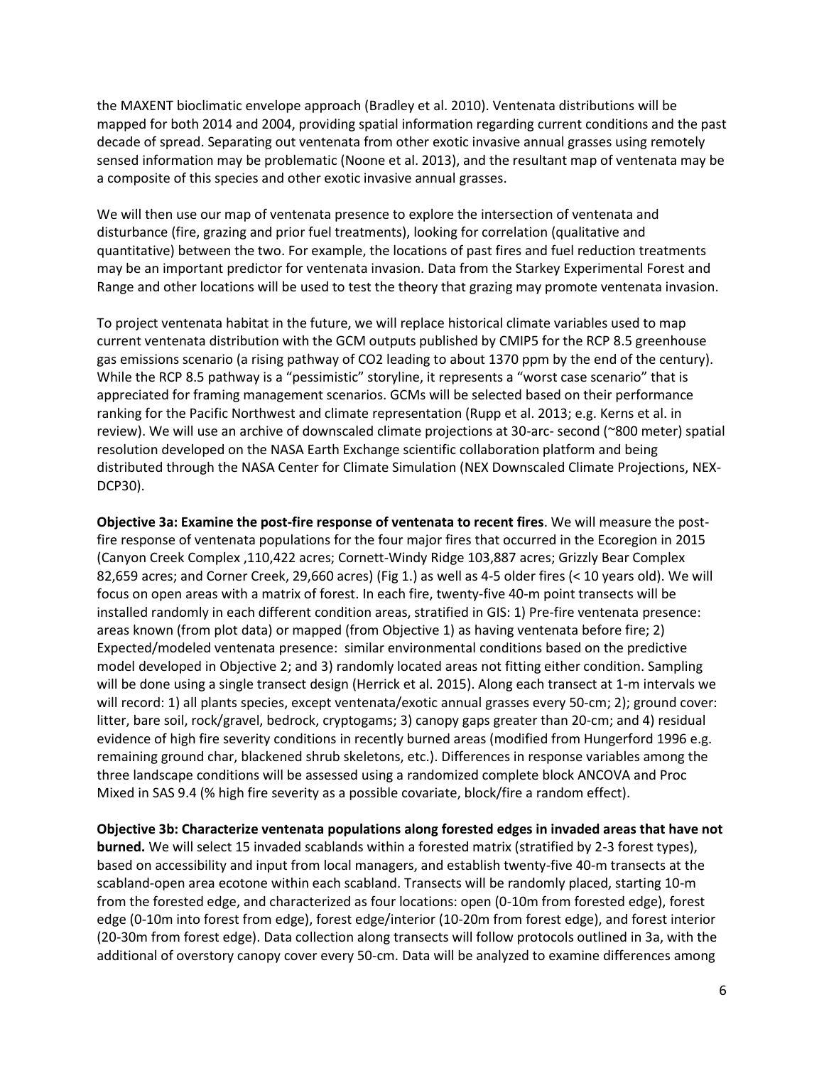the MAXENT bioclimatic envelope approach (Bradley et al. 2010). Ventenata distributions will be mapped for both 2014 and 2004, providing spatial information regarding current conditions and the past decade of spread. Separating out ventenata from other exotic invasive annual grasses using remotely sensed information may be problematic (Noone et al. 2013), and the resultant map of ventenata may be a composite of this species and other exotic invasive annual grasses.

We will then use our map of ventenata presence to explore the intersection of ventenata and disturbance (fire, grazing and prior fuel treatments), looking for correlation (qualitative and quantitative) between the two. For example, the locations of past fires and fuel reduction treatments may be an important predictor for ventenata invasion. Data from the Starkey Experimental Forest and Range and other locations will be used to test the theory that grazing may promote ventenata invasion.

To project ventenata habitat in the future, we will replace historical climate variables used to map current ventenata distribution with the GCM outputs published by CMIP5 for the RCP 8.5 greenhouse gas emissions scenario (a rising pathway of $CO_2$ leading to about 1370 ppm by the end of the century). While the RCP 8.5 pathway is a "pessimistic" storyline, it represents a "worst case scenario" that is appreciated for framing management scenarios. GCMs will be selected based on their performance ranking for the Pacific Northwest and climate representation (Rupp et al. 2013; e.g. Kerns et al. in review). We will use an archive of downscaled climate projections at 30-arc- second (~800 meter) spatial resolution developed on the NASA Earth Exchange scientific collaboration platform and being distributed through the NASA Center for Climate Simulation (NEX Downscaled Climate Projections, NEX-DCP30).

**Objective 3a: Examine the post-fire response of ventenata to recent fires**. We will measure the post-fire response of ventenata populations for the four major fires that occurred in the Ecoregion in 2015 (Canyon Creek Complex ,110,422 acres; Cornett-Windy Ridge 103,887 acres; Grizzly Bear Complex 82,659 acres; and Corner Creek, 29,660 acres) (Fig 1.) as well as 4-5 older fires (< 10 years old). We will focus on open areas with a matrix of forest. In each fire, twenty-five 40-m point transects will be installed randomly in each different condition areas, stratified in GIS: 1) Pre-fire ventenata presence: areas known (from plot data) or mapped (from Objective 1) as having ventenata before fire; 2) Expected/modeled ventenata presence: similar environmental conditions based on the predictive model developed in Objective 2; and 3) randomly located areas not fitting either condition. Sampling will be done using a single transect design (Herrick et al. 2015). Along each transect at 1-m intervals we will record: 1) all plants species, except ventenata/exotic annual grasses every 50-cm; 2); ground cover: litter, bare soil, rock/gravel, bedrock, cryptogams; 3) canopy gaps greater than 20-cm; and 4) residual evidence of high fire severity conditions in recently burned areas (modified from Hungerford 1996 e.g. remaining ground char, blackened shrub skeletons, etc.). Differences in response variables among the three landscape conditions will be assessed using a randomized complete block ANCOVA and Proc Mixed in SAS 9.4 (% high fire severity as a possible covariate, block/fire a random effect).

**Objective 3b: Characterize ventenata populations along forested edges in invaded areas that have not burned.** We will select 15 invaded scablands within a forested matrix (stratified by 2-3 forest types), based on accessibility and input from local managers, and establish twenty-five 40-m transects at the scabland-open area ecotone within each scabland. Transects will be randomly placed, starting 10-m from the forested edge, and characterized as four locations: open (0-10m from forested edge), forest edge (0-10m into forest from edge), forest edge/interior (10-20m from forest edge), and forest interior (20-30m from forest edge). Data collection along transects will follow protocols outlined in 3a, with the additional of overstory canopy cover every 50-cm. Data will be analyzed to examine differences among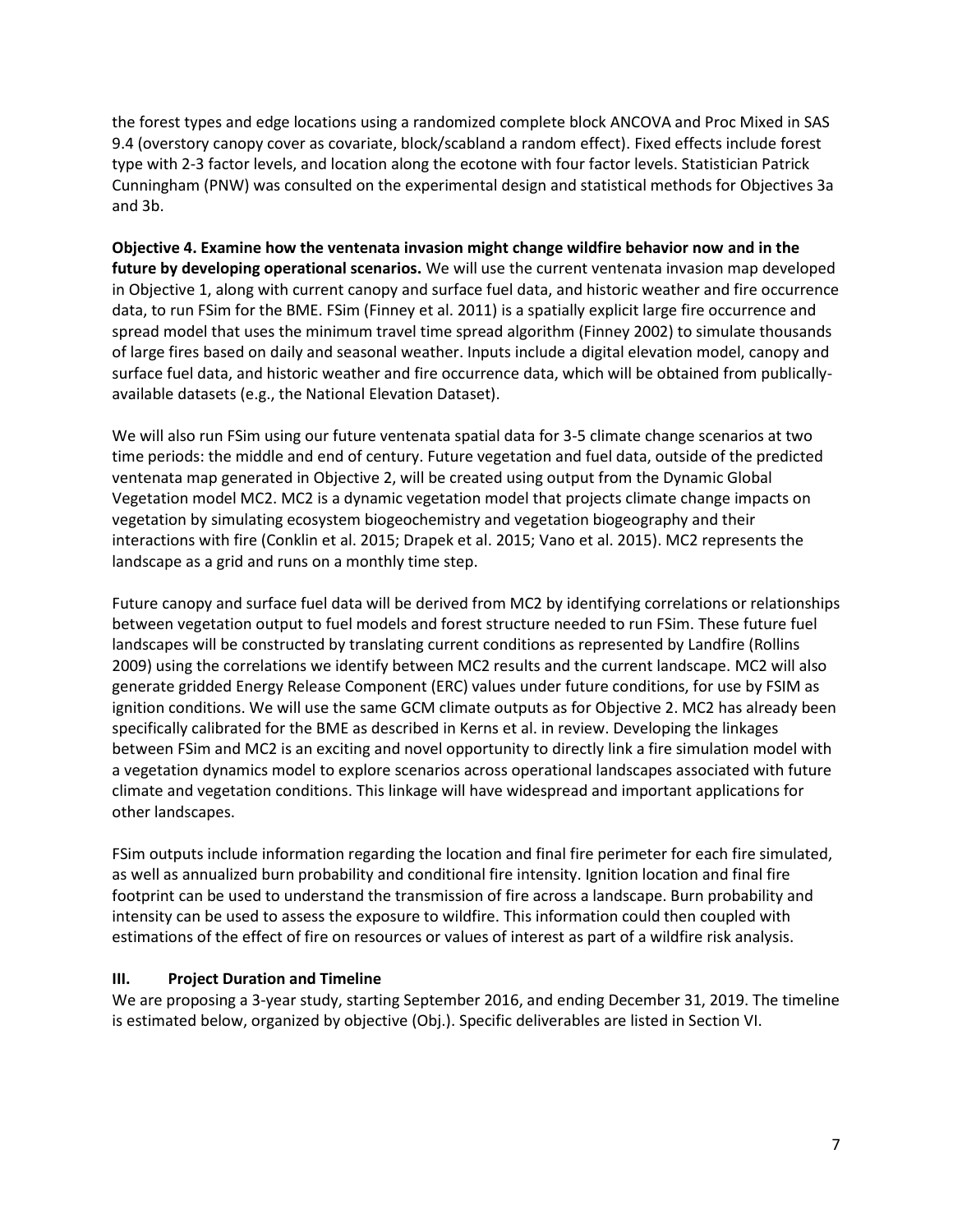the forest types and edge locations using a randomized complete block ANCOVA and Proc Mixed in SAS 9.4 (overstory canopy cover as covariate, block/scabland a random effect). Fixed effects include forest type with 2-3 factor levels, and location along the ecotone with four factor levels. Statistician Patrick Cunningham (PNW) was consulted on the experimental design and statistical methods for Objectives 3a and 3b.

**Objective 4. Examine how the ventenata invasion might change wildfire behavior now and in the future by developing operational scenarios.** We will use the current ventenata invasion map developed in Objective 1, along with current canopy and surface fuel data, and historic weather and fire occurrence data, to run FSim for the BME. FSim (Finney et al. 2011) is a spatially explicit large fire occurrence and spread model that uses the minimum travel time spread algorithm (Finney 2002) to simulate thousands of large fires based on daily and seasonal weather. Inputs include a digital elevation model, canopy and surface fuel data, and historic weather and fire occurrence data, which will be obtained from publically-available datasets (e.g., the National Elevation Dataset).

We will also run FSim using our future ventenata spatial data for 3-5 climate change scenarios at two time periods: the middle and end of century. Future vegetation and fuel data, outside of the predicted ventenata map generated in Objective 2, will be created using output from the Dynamic Global Vegetation model MC2. MC2 is a dynamic vegetation model that projects climate change impacts on vegetation by simulating ecosystem biogeochemistry and vegetation biogeography and their interactions with fire (Conklin et al. 2015; Drapek et al. 2015; Vano et al. 2015). MC2 represents the landscape as a grid and runs on a monthly time step.

Future canopy and surface fuel data will be derived from MC2 by identifying correlations or relationships between vegetation output to fuel models and forest structure needed to run FSim. These future fuel landscapes will be constructed by translating current conditions as represented by Landfire (Rollins 2009) using the correlations we identify between MC2 results and the current landscape. MC2 will also generate gridded Energy Release Component (ERC) values under future conditions, for use by FSIM as ignition conditions. We will use the same GCM climate outputs as for Objective 2. MC2 has already been specifically calibrated for the BME as described in Kerns et al. in review. Developing the linkages between FSim and MC2 is an exciting and novel opportunity to directly link a fire simulation model with a vegetation dynamics model to explore scenarios across operational landscapes associated with future climate and vegetation conditions. This linkage will have widespread and important applications for other landscapes.

FSim outputs include information regarding the location and final fire perimeter for each fire simulated, as well as annualized burn probability and conditional fire intensity. Ignition location and final fire footprint can be used to understand the transmission of fire across a landscape. Burn probability and intensity can be used to assess the exposure to wildfire. This information could then coupled with estimations of the effect of fire on resources or values of interest as part of a wildfire risk analysis.

## III. Project Duration and Timeline

We are proposing a 3-year study, starting September 2016, and ending December 31, 2019. The timeline is estimated below, organized by objective (Obj.). Specific deliverables are listed in Section VI.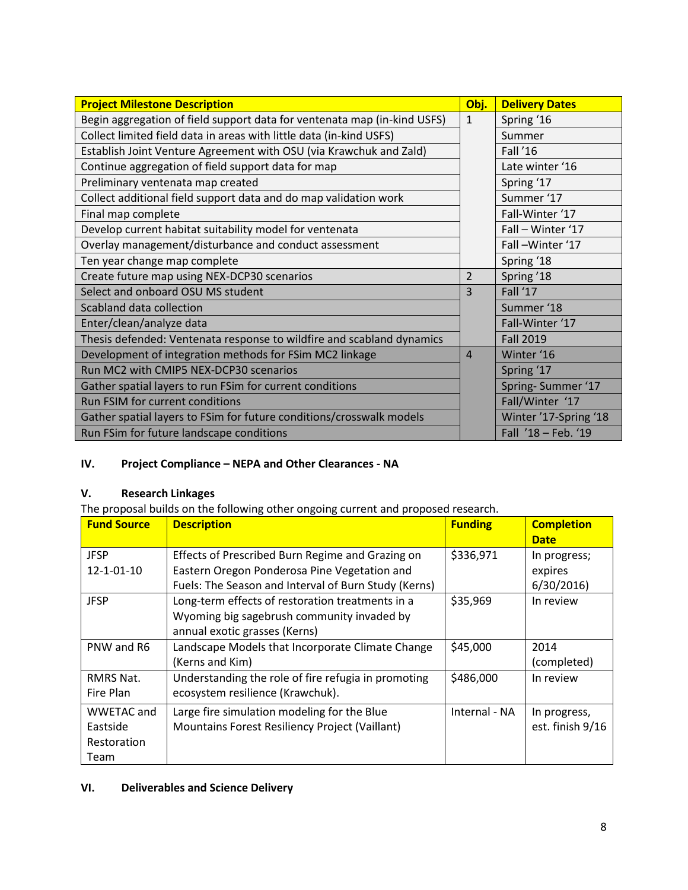| Project Milestone Description | Obj. | Delivery Dates |
|---|---|---|
| Begin aggregation of field support data for ventenata map (in-kind USFS) | 1 | Spring '16 |
| Collect limited field data in areas with little data (in-kind USFS) | | Summer |
| Establish Joint Venture Agreement with OSU (via Krawchuk and Zald) | | Fall '16 |
| Continue aggregation of field support data for map | | Late winter '16 |
| Preliminary ventenata map created | | Spring '17 |
| Collect additional field support data and do map validation work | | Summer '17 |
| Final map complete | | Fall-Winter '17 |
| Develop current habitat suitability model for ventenata | | Fall – Winter '17 |
| Overlay management/disturbance and conduct assessment | | Fall –Winter '17 |
| Ten year change map complete | | Spring '18 |
| Create future map using NEX-DCP30 scenarios | 2 | Spring '18 |
| Select and onboard OSU MS student | 3 | Fall '17 |
| Scabland data collection | | Summer '18 |
| Enter/clean/analyze data | | Fall-Winter '17 |
| Thesis defended: Ventenata response to wildfire and scabland dynamics | | Fall 2019 |
| Development of integration methods for FSim MC2 linkage | 4 | Winter '16 |
| Run MC2 with CMIP5 NEX-DCP30 scenarios | | Spring '17 |
| Gather spatial layers to run FSim for current conditions | | Spring- Summer '17 |
| Run FSIM for current conditions | | Fall/Winter '17 |
| Gather spatial layers to FSim for future conditions/crosswalk models | | Winter '17-Spring '18 |
| Run FSim for future landscape conditions | | Fall '18 – Feb. '19 |

## IV. Project Compliance – NEPA and Other Clearances - NA

## V. Research Linkages

The proposal builds on the following other ongoing current and proposed research.

| Fund Source | Description | Funding | Completion Date |
|---|---|---|---|
| JFSP 12-1-01-10 | Effects of Prescribed Burn Regime and Grazing on Eastern Oregon Ponderosa Pine Vegetation and Fuels: The Season and Interval of Burn Study (Kerns) | $336,971 | In progress; expires 6/30/2016) |
| JFSP | Long-term effects of restoration treatments in a Wyoming big sagebrush community invaded by annual exotic grasses (Kerns) | $35,969 | In review |
| PNW and R6 | Landscape Models that Incorporate Climate Change (Kerns and Kim) | $45,000 | 2014 (completed) |
| RMRS Nat. Fire Plan | Understanding the role of fire refugia in promoting ecosystem resilience (Krawchuk). | $486,000 | In review |
| WWETAC and Eastside Restoration Team | Large fire simulation modeling for the Blue Mountains Forest Resiliency Project (Vaillant) | Internal - NA | In progress, est. finish 9/16 |

## VI. Deliverables and Science Delivery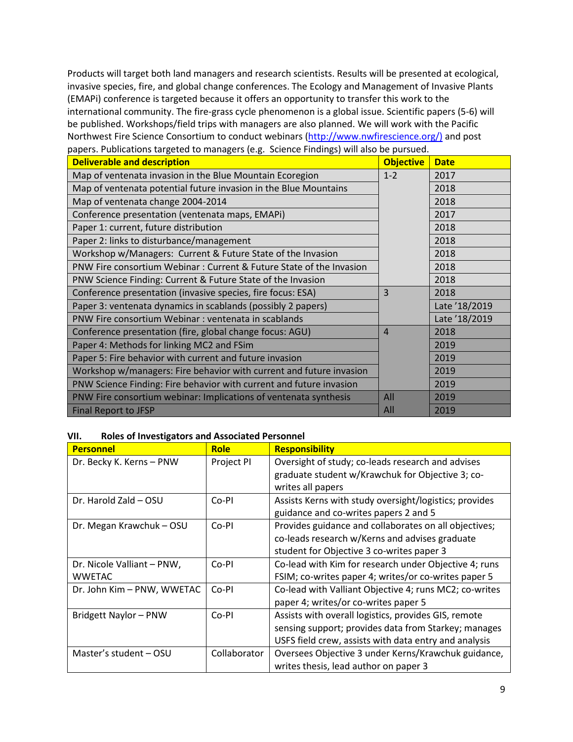Products will target both land managers and research scientists. Results will be presented at ecological, invasive species, fire, and global change conferences. The Ecology and Management of Invasive Plants (EMAPi) conference is targeted because it offers an opportunity to transfer this work to the international community. The fire-grass cycle phenomenon is a global issue. Scientific papers (5-6) will be published. Workshops/field trips with managers are also planned. We will work with the Pacific Northwest Fire Science Consortium to conduct webinars (http://www.nwfirescience.org/) and post papers. Publications targeted to managers (e.g. Science Findings) will also be pursued.

| Deliverable and description | Objective | Date |
|---|---|---|
| Map of ventenata invasion in the Blue Mountain Ecoregion | 1-2 | 2017 |
| Map of ventenata potential future invasion in the Blue Mountains | | 2018 |
| Map of ventenata change 2004-2014 | | 2018 |
| Conference presentation (ventenata maps, EMAPi) | | 2017 |
| Paper 1: current, future distribution | | 2018 |
| Paper 2: links to disturbance/management | | 2018 |
| Workshop w/Managers: Current & Future State of the Invasion | | 2018 |
| PNW Fire consortium Webinar : Current & Future State of the Invasion | | 2018 |
| PNW Science Finding: Current & Future State of the Invasion | | 2018 |
| Conference presentation (invasive species, fire focus: ESA) | 3 | 2018 |
| Paper 3: ventenata dynamics in scablands (possibly 2 papers) | | Late '18/2019 |
| PNW Fire consortium Webinar : ventenata in scablands | | Late '18/2019 |
| Conference presentation (fire, global change focus: AGU) | 4 | 2018 |
| Paper 4: Methods for linking MC2 and FSim | | 2019 |
| Paper 5: Fire behavior with current and future invasion | | 2019 |
| Workshop w/managers: Fire behavior with current and future invasion | | 2019 |
| PNW Science Finding: Fire behavior with current and future invasion | | 2019 |
| PNW Fire consortium webinar: Implications of ventenata synthesis | All | 2019 |
| Final Report to JFSP | All | 2019 |

## VII. Roles of Investigators and Associated Personnel

| Personnel | Role | Responsibility |
|---|---|---|
| Dr. Becky K. Kerns – PNW | Project PI | Oversight of study; co-leads research and advises graduate student w/Krawchuk for Objective 3; co-writes all papers |
| Dr. Harold Zald – OSU | Co-PI | Assists Kerns with study oversight/logistics; provides guidance and co-writes papers 2 and 5 |
| Dr. Megan Krawchuk – OSU | Co-PI | Provides guidance and collaborates on all objectives; co-leads research w/Kerns and advises graduate student for Objective 3 co-writes paper 3 |
| Dr. Nicole Valliant – PNW, WWETAC | Co-PI | Co-lead with Kim for research under Objective 4; runs FSIM; co-writes paper 4; writes/or co-writes paper 5 |
| Dr. John Kim – PNW, WWETAC | Co-PI | Co-lead with Valliant Objective 4; runs MC2; co-writes paper 4; writes/or co-writes paper 5 |
| Bridgett Naylor – PNW | Co-PI | Assists with overall logistics, provides GIS, remote sensing support; provides data from Starkey; manages USFS field crew, assists with data entry and analysis |
| Master's student – OSU | Collaborator | Oversees Objective 3 under Kerns/Krawchuk guidance, writes thesis, lead author on paper 3 |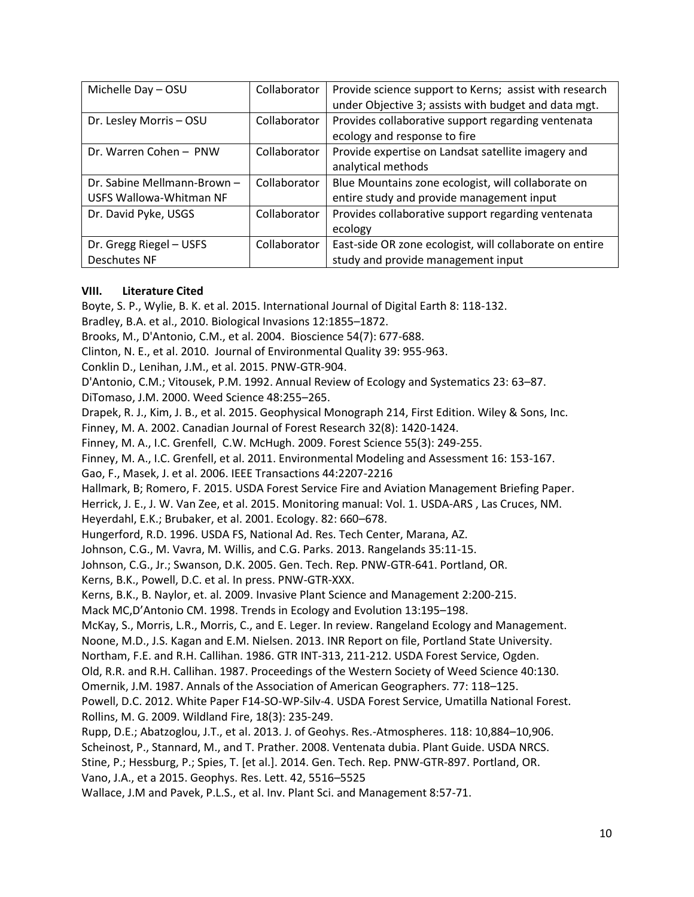| | | |
|---|---|---|
| Michelle Day – OSU | Collaborator | Provide science support to Kerns; assist with research under Objective 3; assists with budget and data mgt. |
| Dr. Lesley Morris – OSU | Collaborator | Provides collaborative support regarding ventenata ecology and response to fire |
| Dr. Warren Cohen – PNW | Collaborator | Provide expertise on Landsat satellite imagery and analytical methods |
| Dr. Sabine Mellmann-Brown – USFS Wallowa-Whitman NF | Collaborator | Blue Mountains zone ecologist, will collaborate on entire study and provide management input |
| Dr. David Pyke, USGS | Collaborator | Provides collaborative support regarding ventenata ecology |
| Dr. Gregg Riegel – USFS Deschutes NF | Collaborator | East-side OR zone ecologist, will collaborate on entire study and provide management input |

### VIII. Literature Cited

Boyte, S. P., Wylie, B. K. et al. 2015. International Journal of Digital Earth 8: 118-132.
Bradley, B.A. et al., 2010. Biological Invasions 12:1855–1872.
Brooks, M., D'Antonio, C.M., et al. 2004. Bioscience 54(7): 677-688.
Clinton, N. E., et al. 2010. Journal of Environmental Quality 39: 955-963.
Conklin D., Lenihan, J.M., et al. 2015. PNW-GTR-904.
D'Antonio, C.M.; Vitousek, P.M. 1992. Annual Review of Ecology and Systematics 23: 63–87.
DiTomaso, J.M. 2000. Weed Science 48:255–265.
Drapek, R. J., Kim, J. B., et al. 2015. Geophysical Monograph 214, First Edition. Wiley & Sons, Inc.
Finney, M. A. 2002. Canadian Journal of Forest Research 32(8): 1420-1424.
Finney, M. A., I.C. Grenfell, C.W. McHugh. 2009. Forest Science 55(3): 249-255.
Finney, M. A., I.C. Grenfell, et al. 2011. Environmental Modeling and Assessment 16: 153-167.
Gao, F., Masek, J. et al. 2006. IEEE Transactions 44:2207-2216
Hallmark, B; Romero, F. 2015. USDA Forest Service Fire and Aviation Management Briefing Paper.
Herrick, J. E., J. W. Van Zee, et al. 2015. Monitoring manual: Vol. 1. USDA-ARS , Las Cruces, NM.
Heyerdahl, E.K.; Brubaker, et al. 2001. Ecology. 82: 660–678.
Hungerford, R.D. 1996. USDA FS, National Ad. Res. Tech Center, Marana, AZ.
Johnson, C.G., M. Vavra, M. Willis, and C.G. Parks. 2013. Rangelands 35:11-15.
Johnson, C.G., Jr.; Swanson, D.K. 2005. Gen. Tech. Rep. PNW-GTR-641. Portland, OR.
Kerns, B.K., Powell, D.C. et al. In press. PNW-GTR-XXX.
Kerns, B.K., B. Naylor, et. al. 2009. Invasive Plant Science and Management 2:200-215.
Mack MC,D'Antonio CM. 1998. Trends in Ecology and Evolution 13:195–198.
McKay, S., Morris, L.R., Morris, C., and E. Leger. In review. Rangeland Ecology and Management.
Noone, M.D., J.S. Kagan and E.M. Nielsen. 2013. INR Report on file, Portland State University.
Northam, F.E. and R.H. Callihan. 1986. GTR INT-313, 211-212. USDA Forest Service, Ogden.
Old, R.R. and R.H. Callihan. 1987. Proceedings of the Western Society of Weed Science 40:130.
Omernik, J.M. 1987. Annals of the Association of American Geographers. 77: 118–125.
Powell, D.C. 2012. White Paper F14-SO-WP-Silv-4. USDA Forest Service, Umatilla National Forest.
Rollins, M. G. 2009. Wildland Fire, 18(3): 235-249.
Rupp, D.E.; Abatzoglou, J.T., et al. 2013. J. of Geohys. Res.-Atmospheres. 118: 10,884–10,906.
Scheinost, P., Stannard, M., and T. Prather. 2008. Ventenata dubia. Plant Guide. USDA NRCS.
Stine, P.; Hessburg, P.; Spies, T. [et al.]. 2014. Gen. Tech. Rep. PNW-GTR-897. Portland, OR.
Vano, J.A., et a 2015. Geophys. Res. Lett. 42, 5516–5525
Wallace, J.M and Pavek, P.L.S., et al. Inv. Plant Sci. and Management 8:57-71.